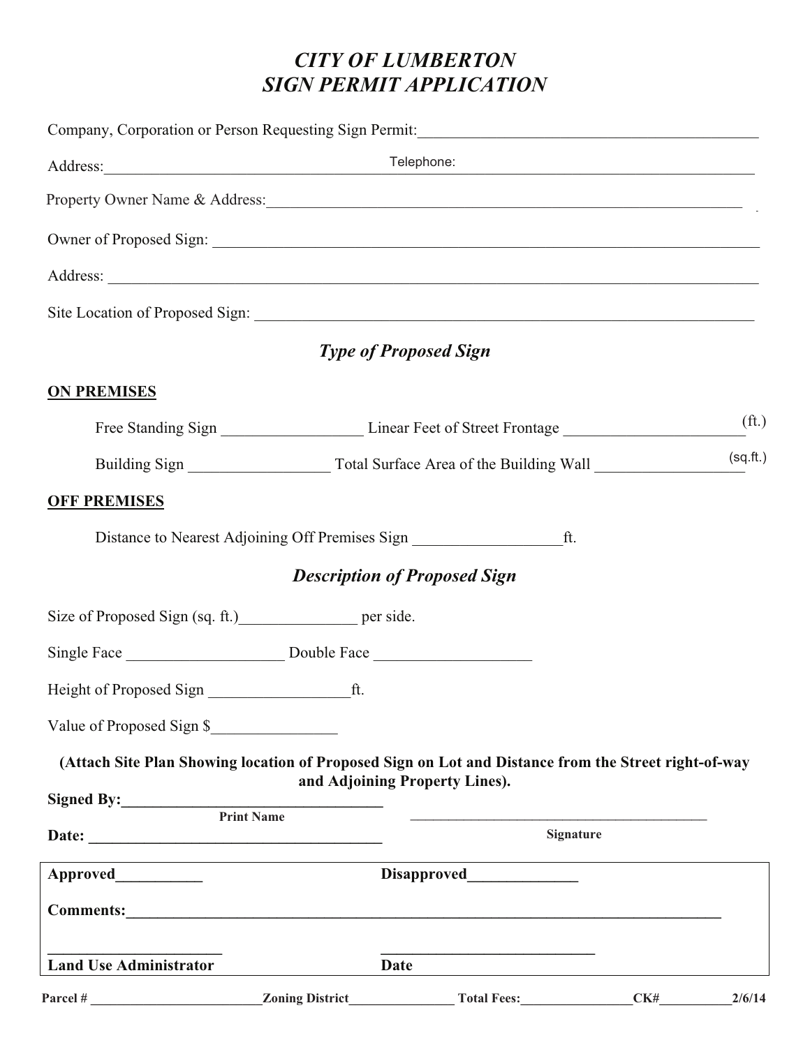# *CITY OF LUMBERTON*
# *SIGN PERMIT APPLICATION*

Company, Corporation or Person Requesting Sign Permit:_____________________________________________

Address:_______________________________________ Telephone: _______________________________________

Property Owner Name & Address:______________________________________________________________

Owner of Proposed Sign: ____________________________________________________________________

Address: ______________________________________________________________________________

Site Location of Proposed Sign: _______________________________________________________________

## *Type of Proposed Sign*

**ON PREMISES**

Free Standing Sign __________________ Linear Feet of Street Frontage ______________________(ft.)

Building Sign __________________ Total Surface Area of the Building Wall __________________(sq.ft.)

**OFF PREMISES**

Distance to Nearest Adjoining Off Premises Sign __________________ft.

## *Description of Proposed Sign*

Size of Proposed Sign (sq. ft.)_______________ per side.

Single Face ____________________ Double Face ____________________

Height of Proposed Sign __________________ft.

Value of Proposed Sign $________________

**(Attach Site Plan Showing location of Proposed Sign on Lot and Distance from the Street right-of-way and Adjoining Property Lines).**

**Signed By:**__________________________________
**Print Name**

___________________________________________
**Signature**

**Date:** ______________________________________

**Approved**___________ **Disapproved**______________

**Comments:**________________________________________________________________________________

_________________________ ____________________________
**Land Use Administrator** **Date**

**Parcel #** _________________________ **Zoning District**________________ **Total Fees:**_________________ **CK#**___________ **2/6/14**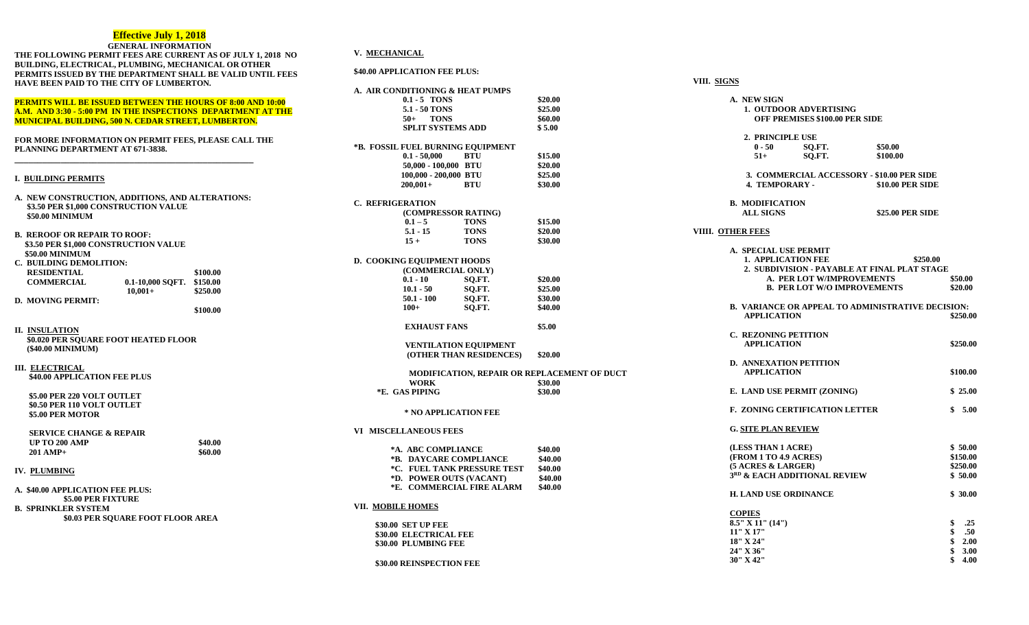**Effective July 1, 2018**

**GENERAL INFORMATION**

**THE FOLLOWING PERMIT FEES ARE CURRENT AS OF JULY 1, 2018 NO BUILDING, ELECTRICAL, PLUMBING, MECHANICAL OR OTHER PERMITS ISSUED BY THE DEPARTMENT SHALL BE VALID UNTIL FEES HAVE BEEN PAID TO THE CITY OF LUMBERTON.**

**PERMITS WILL BE ISSUED BETWEEN THE HOURS OF 8:00 AND 10:00 A.M. AND 3:30 - 5:00 PM IN THE INSPECTIONS DEPARTMENT AT THE MUNICIPAL BUILDING, 500 N. CEDAR STREET, LUMBERTON.**

**FOR MORE INFORMATION ON PERMIT FEES, PLEASE CALL THE PLANNING DEPARTMENT AT 671-3838.**

---

## I. BUILDING PERMITS

**A. NEW CONSTRUCTION, ADDITIONS, AND ALTERATIONS:**
**$3.50 PER $1,000 CONSTRUCTION VALUE**
**$50.00 MINIMUM**

**B. REROOF OR REPAIR TO ROOF:**
**$3.50 PER $1,000 CONSTRUCTION VALUE**
**$50.00 MINIMUM**

**C. BUILDING DEMOLITION:**

| | | |
|---|---|---|
| RESIDENTIAL | | $100.00 |
| COMMERCIAL | 0.1-10,000 SQFT. | $150.00 |
| | 10,001+ | $250.00 |

**D. MOVING PERMIT:** **$100.00**

## II. INSULATION

**$0.020 PER SQUARE FOOT HEATED FLOOR**
**($40.00 MINIMUM)**

## III. ELECTRICAL

**$40.00 APPLICATION FEE PLUS**

**$5.00 PER 220 VOLT OUTLET**
**$0.50 PER 110 VOLT OUTLET**
**$5.00 PER MOTOR**

**SERVICE CHANGE & REPAIR**

| | |
|---|---|
| UP TO 200 AMP | $40.00 |
| 201 AMP+ | $60.00 |

## IV. PLUMBING

**A. $40.00 APPLICATION FEE PLUS:**
**$5.00 PER FIXTURE**

**B. SPRINKLER SYSTEM**
**$0.03 PER SQUARE FOOT FLOOR AREA**

## V. MECHANICAL

**$40.00 APPLICATION FEE PLUS:**

**A. AIR CONDITIONING & HEAT PUMPS**

| | | |
|---|---|---|
| 0.1 - 5 | TONS | $20.00 |
| 5.1 - 50 | TONS | $25.00 |
| 50+ | TONS | $60.00 |
| SPLIT SYSTEMS ADD | | $ 5.00 |

***B. FOSSIL FUEL BURNING EQUIPMENT**

| | | |
|---|---|---|
| 0.1 - 50,000 | BTU | $15.00 |
| 50,000 - 100,000 | BTU | $20.00 |
| 100,000 - 200,000 | BTU | $25.00 |
| 200,001+ | BTU | $30.00 |

**C. REFRIGERATION**
**(COMPRESSOR RATING)**

| | | |
|---|---|---|
| 0.1 – 5 | TONS | $15.00 |
| 5.1 - 15 | TONS | $20.00 |
| 15 + | TONS | $30.00 |

**D. COOKING EQUIPMENT HOODS**
**(COMMERCIAL ONLY)**

| | | |
|---|---|---|
| 0.1 - 10 | SQ.FT. | $20.00 |
| 10.1 - 50 | SQ.FT. | $25.00 |
| 50.1 - 100 | SQ.FT. | $30.00 |
| 100+ | SQ.FT. | $40.00 |

| | |
|---|---|
| EXHAUST FANS | $5.00 |
| VENTILATION EQUIPMENT (OTHER THAN RESIDENCES) | $20.00 |
| MODIFICATION, REPAIR OR REPLACEMENT OF DUCT WORK | $30.00 |
| *E. GAS PIPING | $30.00 |

**\* NO APPLICATION FEE**

## VI MISCELLANEOUS FEES

| | |
|---|---|
| *A. ABC COMPLIANCE | $40.00 |
| *B. DAYCARE COMPLIANCE | $40.00 |
| *C. FUEL TANK PRESSURE TEST | $40.00 |
| *D. POWER OUTS (VACANT) | $40.00 |
| *E. COMMERCIAL FIRE ALARM | $40.00 |

## VII. MOBILE HOMES

**$30.00 SET UP FEE**
**$30.00 ELECTRICAL FEE**
**$30.00 PLUMBING FEE**

**$30.00 REINSPECTION FEE**

## VIII. SIGNS

**A. NEW SIGN**

**1. OUTDOOR ADVERTISING**
**OFF PREMISES $100.00 PER SIDE**

**2. PRINCIPLE USE**

| | | |
|---|---|---|
| 0 - 50 | SQ.FT. | $50.00 |
| 51+ | SQ.FT. | $100.00 |

**3. COMMERCIAL ACCESSORY - $10.00 PER SIDE**
**4. TEMPORARY - $10.00 PER SIDE**

**B. MODIFICATION**
**ALL SIGNS $25.00 PER SIDE**

## VIIII. OTHER FEES

**A. SPECIAL USE PERMIT**

**1. APPLICATION FEE** **$250.00**

**2. SUBDIVISION - PAYABLE AT FINAL PLAT STAGE**

| | |
|---|---|
| A. PER LOT W/IMPROVEMENTS | $50.00 |
| B. PER LOT W/O IMPROVEMENTS | $20.00 |

| | |
|---|---|
| B. VARIANCE OR APPEAL TO ADMINISTRATIVE DECISION: APPLICATION | $250.00 |
| C. REZONING PETITION APPLICATION | $250.00 |
| D. ANNEXATION PETITION APPLICATION | $100.00 |
| E. LAND USE PERMIT (ZONING) | $ 25.00 |
| F. ZONING CERTIFICATION LETTER | $ 5.00 |

**G. SITE PLAN REVIEW**

| | |
|---|---|
| (LESS THAN 1 ACRE) | $ 50.00 |
| (FROM 1 TO 4.9 ACRES) | $150.00 |
| (5 ACRES & LARGER) | $250.00 |
| 3RD & EACH ADDITIONAL REVIEW | $ 50.00 |

| | |
|---|---|
| H. LAND USE ORDINANCE | $ 30.00 |

**COPIES**

| | |
|---|---|
| 8.5" X 11" (14") | $ .25 |
| 11" X 17" | $ .50 |
| 18" X 24" | $ 2.00 |
| 24" X 36" | $ 3.00 |
| 30" X 42" | $ 4.00 |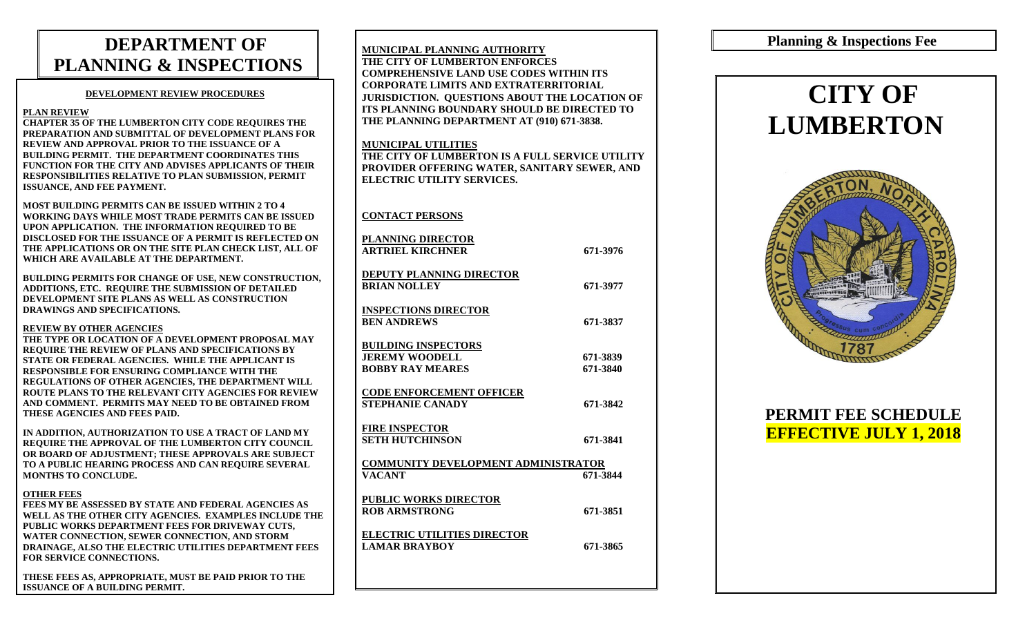# DEPARTMENT OF PLANNING & INSPECTIONS

## DEVELOPMENT REVIEW PROCEDURES

**PLAN REVIEW**

**CHAPTER 35 OF THE LUMBERTON CITY CODE REQUIRES THE PREPARATION AND SUBMITTAL OF DEVELOPMENT PLANS FOR REVIEW AND APPROVAL PRIOR TO THE ISSUANCE OF A BUILDING PERMIT. THE DEPARTMENT COORDINATES THIS FUNCTION FOR THE CITY AND ADVISES APPLICANTS OF THEIR RESPONSIBILITIES RELATIVE TO PLAN SUBMISSION, PERMIT ISSUANCE, AND FEE PAYMENT.**

**MOST BUILDING PERMITS CAN BE ISSUED WITHIN 2 TO 4 WORKING DAYS WHILE MOST TRADE PERMITS CAN BE ISSUED UPON APPLICATION. THE INFORMATION REQUIRED TO BE DISCLOSED FOR THE ISSUANCE OF A PERMIT IS REFLECTED ON THE APPLICATIONS OR ON THE SITE PLAN CHECK LIST, ALL OF WHICH ARE AVAILABLE AT THE DEPARTMENT.**

**BUILDING PERMITS FOR CHANGE OF USE, NEW CONSTRUCTION, ADDITIONS, ETC. REQUIRE THE SUBMISSION OF DETAILED DEVELOPMENT SITE PLANS AS WELL AS CONSTRUCTION DRAWINGS AND SPECIFICATIONS.**

**REVIEW BY OTHER AGENCIES**

**THE TYPE OR LOCATION OF A DEVELOPMENT PROPOSAL MAY REQUIRE THE REVIEW OF PLANS AND SPECIFICATIONS BY STATE OR FEDERAL AGENCIES. WHILE THE APPLICANT IS RESPONSIBLE FOR ENSURING COMPLIANCE WITH THE REGULATIONS OF OTHER AGENCIES, THE DEPARTMENT WILL ROUTE PLANS TO THE RELEVANT CITY AGENCIES FOR REVIEW AND COMMENT. PERMITS MAY NEED TO BE OBTAINED FROM THESE AGENCIES AND FEES PAID.**

**IN ADDITION, AUTHORIZATION TO USE A TRACT OF LAND MY REQUIRE THE APPROVAL OF THE LUMBERTON CITY COUNCIL OR BOARD OF ADJUSTMENT; THESE APPROVALS ARE SUBJECT TO A PUBLIC HEARING PROCESS AND CAN REQUIRE SEVERAL MONTHS TO CONCLUDE.**

**OTHER FEES**

**FEES MY BE ASSESSED BY STATE AND FEDERAL AGENCIES AS WELL AS THE OTHER CITY AGENCIES. EXAMPLES INCLUDE THE PUBLIC WORKS DEPARTMENT FEES FOR DRIVEWAY CUTS, WATER CONNECTION, SEWER CONNECTION, AND STORM DRAINAGE, ALSO THE ELECTRIC UTILITIES DEPARTMENT FEES FOR SERVICE CONNECTIONS.**

**THESE FEES AS, APPROPRIATE, MUST BE PAID PRIOR TO THE ISSUANCE OF A BUILDING PERMIT.**

**MUNICIPAL PLANNING AUTHORITY**

**THE CITY OF LUMBERTON ENFORCES COMPREHENSIVE LAND USE CODES WITHIN ITS CORPORATE LIMITS AND EXTRATERRITORIAL JURISDICTION. QUESTIONS ABOUT THE LOCATION OF ITS PLANNING BOUNDARY SHOULD BE DIRECTED TO THE PLANNING DEPARTMENT AT (910) 671-3838.**

**MUNICIPAL UTILITIES**

**THE CITY OF LUMBERTON IS A FULL SERVICE UTILITY PROVIDER OFFERING WATER, SANITARY SEWER, AND ELECTRIC UTILITY SERVICES.**

**CONTACT PERSONS**

| | |
|---|---|
| **PLANNING DIRECTOR** | |
| **ARTRIEL KIRCHNER** | **671-3976** |
| **DEPUTY PLANNING DIRECTOR** | |
| **BRIAN NOLLEY** | **671-3977** |
| **INSPECTIONS DIRECTOR** | |
| **BEN ANDREWS** | **671-3837** |
| **BUILDING INSPECTORS** | |
| **JEREMY WOODELL** | **671-3839** |
| **BOBBY RAY MEARES** | **671-3840** |
| **CODE ENFORCEMENT OFFICER** | |
| **STEPHANIE CANADY** | **671-3842** |
| **FIRE INSPECTOR** | |
| **SETH HUTCHINSON** | **671-3841** |
| **COMMUNITY DEVELOPMENT ADMINISTRATOR** | |
| **VACANT** | **671-3844** |
| **PUBLIC WORKS DIRECTOR** | |
| **ROB ARMSTRONG** | **671-3851** |
| **ELECTRIC UTILITIES DIRECTOR** | |
| **LAMAR BRAYBOY** | **671-3865** |

**Planning & Inspections Fee**

# CITY OF LUMBERTON

## PERMIT FEE SCHEDULE

## EFFECTIVE JULY 1, 2018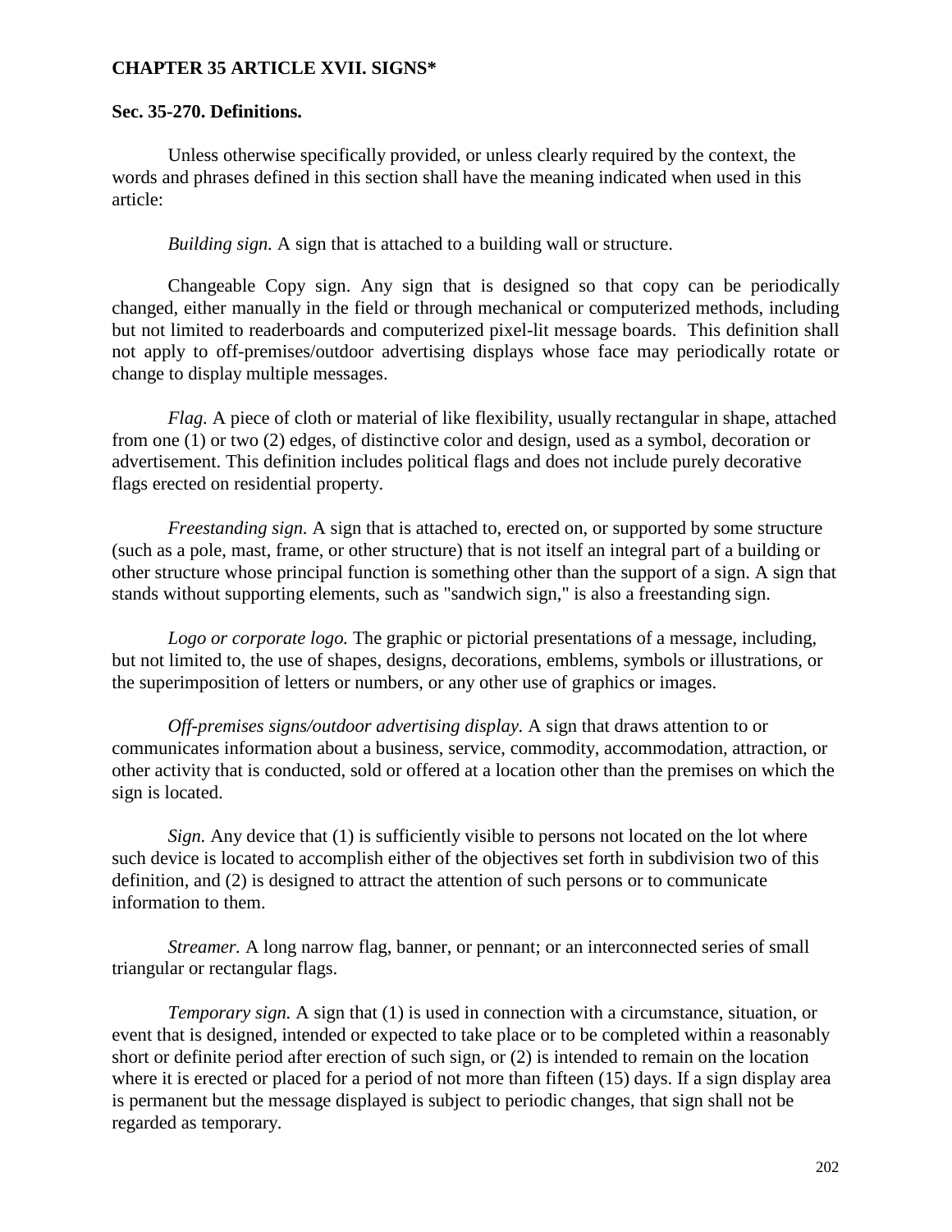**CHAPTER 35 ARTICLE XVII. SIGNS***

**Sec. 35-270. Definitions.**

Unless otherwise specifically provided, or unless clearly required by the context, the words and phrases defined in this section shall have the meaning indicated when used in this article:

*Building sign.* A sign that is attached to a building wall or structure.

Changeable Copy sign. Any sign that is designed so that copy can be periodically changed, either manually in the field or through mechanical or computerized methods, including but not limited to readerboards and computerized pixel-lit message boards. This definition shall not apply to off-premises/outdoor advertising displays whose face may periodically rotate or change to display multiple messages.

*Flag.* A piece of cloth or material of like flexibility, usually rectangular in shape, attached from one (1) or two (2) edges, of distinctive color and design, used as a symbol, decoration or advertisement. This definition includes political flags and does not include purely decorative flags erected on residential property.

*Freestanding sign.* A sign that is attached to, erected on, or supported by some structure (such as a pole, mast, frame, or other structure) that is not itself an integral part of a building or other structure whose principal function is something other than the support of a sign. A sign that stands without supporting elements, such as "sandwich sign," is also a freestanding sign.

*Logo or corporate logo.* The graphic or pictorial presentations of a message, including, but not limited to, the use of shapes, designs, decorations, emblems, symbols or illustrations, or the superimposition of letters or numbers, or any other use of graphics or images.

*Off-premises signs/outdoor advertising display.* A sign that draws attention to or communicates information about a business, service, commodity, accommodation, attraction, or other activity that is conducted, sold or offered at a location other than the premises on which the sign is located.

*Sign.* Any device that (1) is sufficiently visible to persons not located on the lot where such device is located to accomplish either of the objectives set forth in subdivision two of this definition, and (2) is designed to attract the attention of such persons or to communicate information to them.

*Streamer.* A long narrow flag, banner, or pennant; or an interconnected series of small triangular or rectangular flags.

*Temporary sign.* A sign that (1) is used in connection with a circumstance, situation, or event that is designed, intended or expected to take place or to be completed within a reasonably short or definite period after erection of such sign, or (2) is intended to remain on the location where it is erected or placed for a period of not more than fifteen (15) days. If a sign display area is permanent but the message displayed is subject to periodic changes, that sign shall not be regarded as temporary.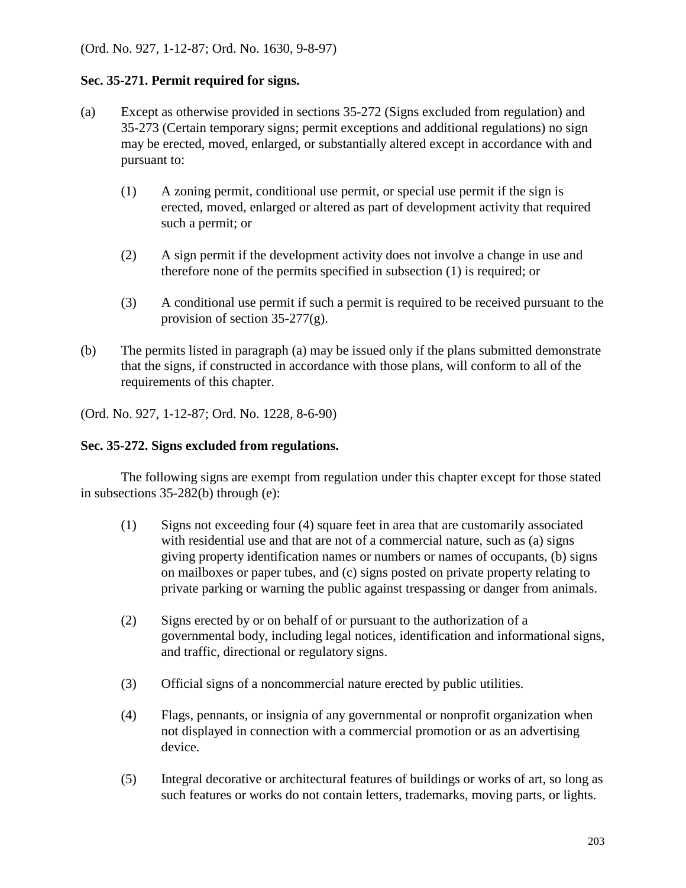(Ord. No. 927, 1-12-87; Ord. No. 1630, 9-8-97)

**Sec. 35-271. Permit required for signs.**

(a) Except as otherwise provided in sections 35-272 (Signs excluded from regulation) and 35-273 (Certain temporary signs; permit exceptions and additional regulations) no sign may be erected, moved, enlarged, or substantially altered except in accordance with and pursuant to:

   (1) A zoning permit, conditional use permit, or special use permit if the sign is erected, moved, enlarged or altered as part of development activity that required such a permit; or

   (2) A sign permit if the development activity does not involve a change in use and therefore none of the permits specified in subsection (1) is required; or

   (3) A conditional use permit if such a permit is required to be received pursuant to the provision of section 35-277(g).

(b) The permits listed in paragraph (a) may be issued only if the plans submitted demonstrate that the signs, if constructed in accordance with those plans, will conform to all of the requirements of this chapter.

(Ord. No. 927, 1-12-87; Ord. No. 1228, 8-6-90)

**Sec. 35-272. Signs excluded from regulations.**

The following signs are exempt from regulation under this chapter except for those stated in subsections 35-282(b) through (e):

   (1) Signs not exceeding four (4) square feet in area that are customarily associated with residential use and that are not of a commercial nature, such as (a) signs giving property identification names or numbers or names of occupants, (b) signs on mailboxes or paper tubes, and (c) signs posted on private property relating to private parking or warning the public against trespassing or danger from animals.

   (2) Signs erected by or on behalf of or pursuant to the authorization of a governmental body, including legal notices, identification and informational signs, and traffic, directional or regulatory signs.

   (3) Official signs of a noncommercial nature erected by public utilities.

   (4) Flags, pennants, or insignia of any governmental or nonprofit organization when not displayed in connection with a commercial promotion or as an advertising device.

   (5) Integral decorative or architectural features of buildings or works of art, so long as such features or works do not contain letters, trademarks, moving parts, or lights.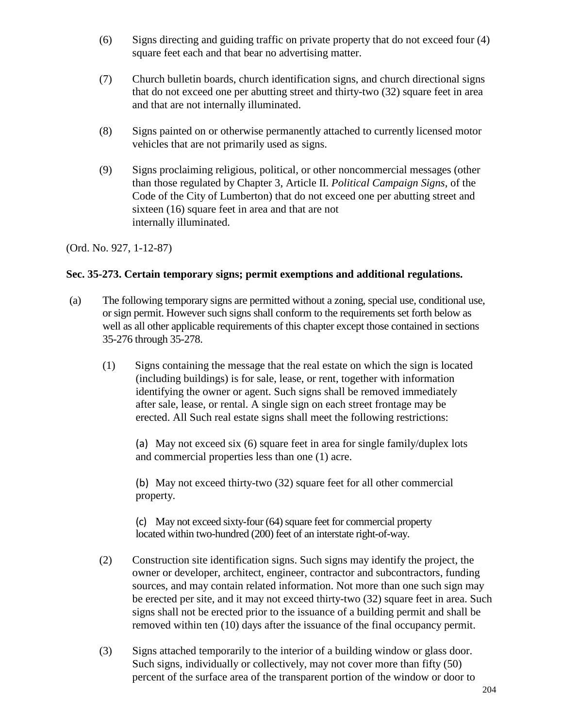(6) Signs directing and guiding traffic on private property that do not exceed four (4) square feet each and that bear no advertising matter.

(7) Church bulletin boards, church identification signs, and church directional signs that do not exceed one per abutting street and thirty-two (32) square feet in area and that are not internally illuminated.

(8) Signs painted on or otherwise permanently attached to currently licensed motor vehicles that are not primarily used as signs.

(9) Signs proclaiming religious, political, or other noncommercial messages (other than those regulated by Chapter 3, Article II. *Political Campaign Signs*, of the Code of the City of Lumberton) that do not exceed one per abutting street and sixteen (16) square feet in area and that are not internally illuminated.

(Ord. No. 927, 1-12-87)

**Sec. 35-273. Certain temporary signs; permit exemptions and additional regulations.**

(a) The following temporary signs are permitted without a zoning, special use, conditional use, or sign permit. However such signs shall conform to the requirements set forth below as well as all other applicable requirements of this chapter except those contained in sections 35-276 through 35-278.

(1) Signs containing the message that the real estate on which the sign is located (including buildings) is for sale, lease, or rent, together with information identifying the owner or agent. Such signs shall be removed immediately after sale, lease, or rental. A single sign on each street frontage may be erected. All Such real estate signs shall meet the following restrictions:

(a) May not exceed six (6) square feet in area for single family/duplex lots and commercial properties less than one (1) acre.

(b) May not exceed thirty-two (32) square feet for all other commercial property.

(c) May not exceed sixty-four (64) square feet for commercial property located within two-hundred (200) feet of an interstate right-of-way.

(2) Construction site identification signs. Such signs may identify the project, the owner or developer, architect, engineer, contractor and subcontractors, funding sources, and may contain related information. Not more than one such sign may be erected per site, and it may not exceed thirty-two (32) square feet in area. Such signs shall not be erected prior to the issuance of a building permit and shall be removed within ten (10) days after the issuance of the final occupancy permit.

(3) Signs attached temporarily to the interior of a building window or glass door. Such signs, individually or collectively, may not cover more than fifty (50) percent of the surface area of the transparent portion of the window or door to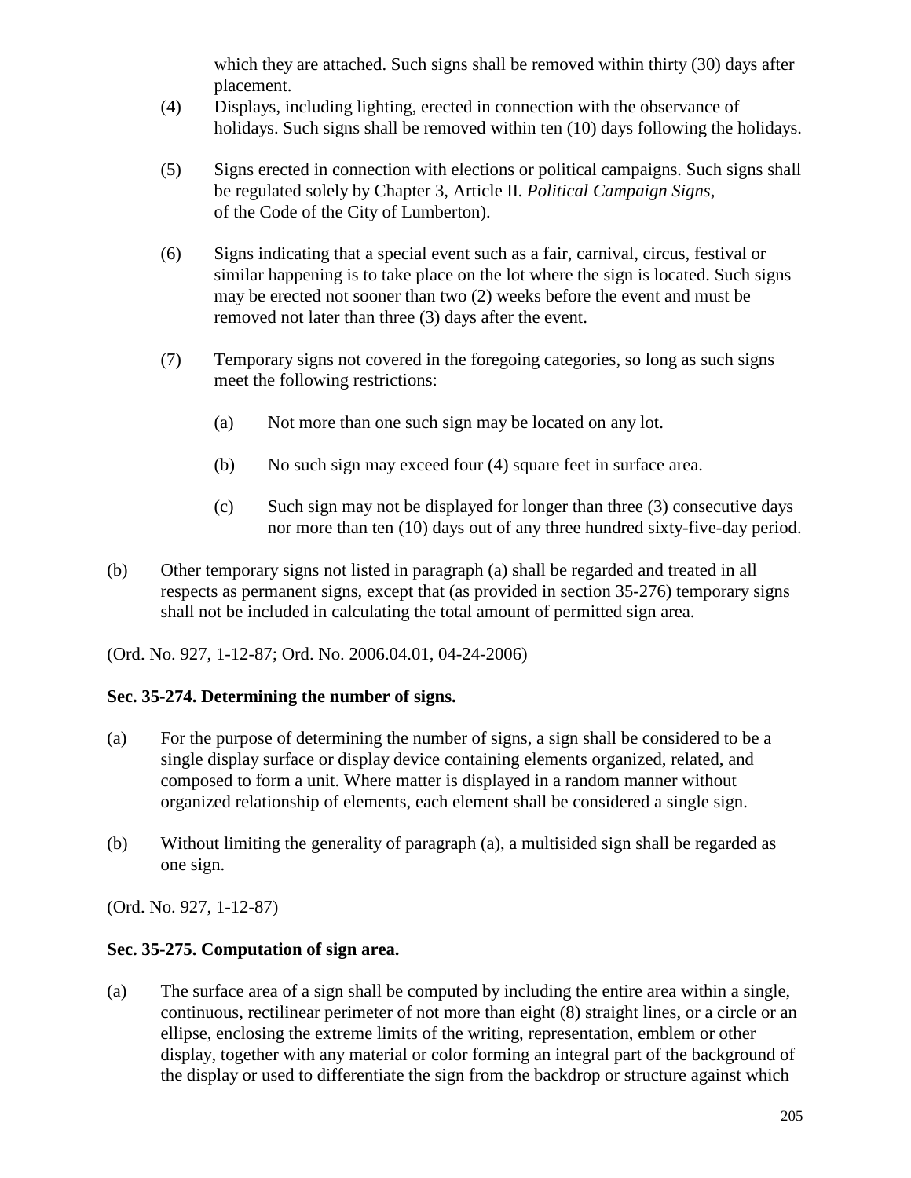which they are attached. Such signs shall be removed within thirty (30) days after placement.

(4) Displays, including lighting, erected in connection with the observance of holidays. Such signs shall be removed within ten (10) days following the holidays.

(5) Signs erected in connection with elections or political campaigns. Such signs shall be regulated solely by Chapter 3, Article II. *Political Campaign Signs*, of the Code of the City of Lumberton).

(6) Signs indicating that a special event such as a fair, carnival, circus, festival or similar happening is to take place on the lot where the sign is located. Such signs may be erected not sooner than two (2) weeks before the event and must be removed not later than three (3) days after the event.

(7) Temporary signs not covered in the foregoing categories, so long as such signs meet the following restrictions:

   (a) Not more than one such sign may be located on any lot.

   (b) No such sign may exceed four (4) square feet in surface area.

   (c) Such sign may not be displayed for longer than three (3) consecutive days nor more than ten (10) days out of any three hundred sixty-five-day period.

(b) Other temporary signs not listed in paragraph (a) shall be regarded and treated in all respects as permanent signs, except that (as provided in section 35-276) temporary signs shall not be included in calculating the total amount of permitted sign area.

(Ord. No. 927, 1-12-87; Ord. No. 2006.04.01, 04-24-2006)

**Sec. 35-274. Determining the number of signs.**

(a) For the purpose of determining the number of signs, a sign shall be considered to be a single display surface or display device containing elements organized, related, and composed to form a unit. Where matter is displayed in a random manner without organized relationship of elements, each element shall be considered a single sign.

(b) Without limiting the generality of paragraph (a), a multisided sign shall be regarded as one sign.

(Ord. No. 927, 1-12-87)

**Sec. 35-275. Computation of sign area.**

(a) The surface area of a sign shall be computed by including the entire area within a single, continuous, rectilinear perimeter of not more than eight (8) straight lines, or a circle or an ellipse, enclosing the extreme limits of the writing, representation, emblem or other display, together with any material or color forming an integral part of the background of the display or used to differentiate the sign from the backdrop or structure against which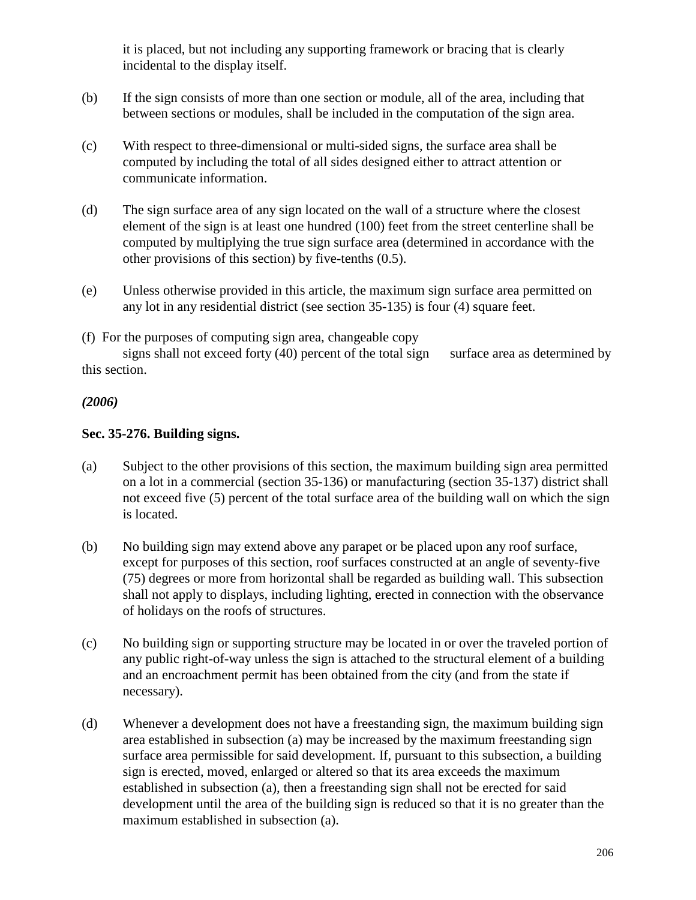it is placed, but not including any supporting framework or bracing that is clearly incidental to the display itself.

(b) If the sign consists of more than one section or module, all of the area, including that between sections or modules, shall be included in the computation of the sign area.

(c) With respect to three-dimensional or multi-sided signs, the surface area shall be computed by including the total of all sides designed either to attract attention or communicate information.

(d) The sign surface area of any sign located on the wall of a structure where the closest element of the sign is at least one hundred (100) feet from the street centerline shall be computed by multiplying the true sign surface area (determined in accordance with the other provisions of this section) by five-tenths (0.5).

(e) Unless otherwise provided in this article, the maximum sign surface area permitted on any lot in any residential district (see section 35-135) is four (4) square feet.

(f) For the purposes of computing sign area, changeable copy signs shall not exceed forty (40) percent of the total sign surface area as determined by this section.

***(2006)***

**Sec. 35-276. Building signs.**

(a) Subject to the other provisions of this section, the maximum building sign area permitted on a lot in a commercial (section 35-136) or manufacturing (section 35-137) district shall not exceed five (5) percent of the total surface area of the building wall on which the sign is located.

(b) No building sign may extend above any parapet or be placed upon any roof surface, except for purposes of this section, roof surfaces constructed at an angle of seventy-five (75) degrees or more from horizontal shall be regarded as building wall. This subsection shall not apply to displays, including lighting, erected in connection with the observance of holidays on the roofs of structures.

(c) No building sign or supporting structure may be located in or over the traveled portion of any public right-of-way unless the sign is attached to the structural element of a building and an encroachment permit has been obtained from the city (and from the state if necessary).

(d) Whenever a development does not have a freestanding sign, the maximum building sign area established in subsection (a) may be increased by the maximum freestanding sign surface area permissible for said development. If, pursuant to this subsection, a building sign is erected, moved, enlarged or altered so that its area exceeds the maximum established in subsection (a), then a freestanding sign shall not be erected for said development until the area of the building sign is reduced so that it is no greater than the maximum established in subsection (a).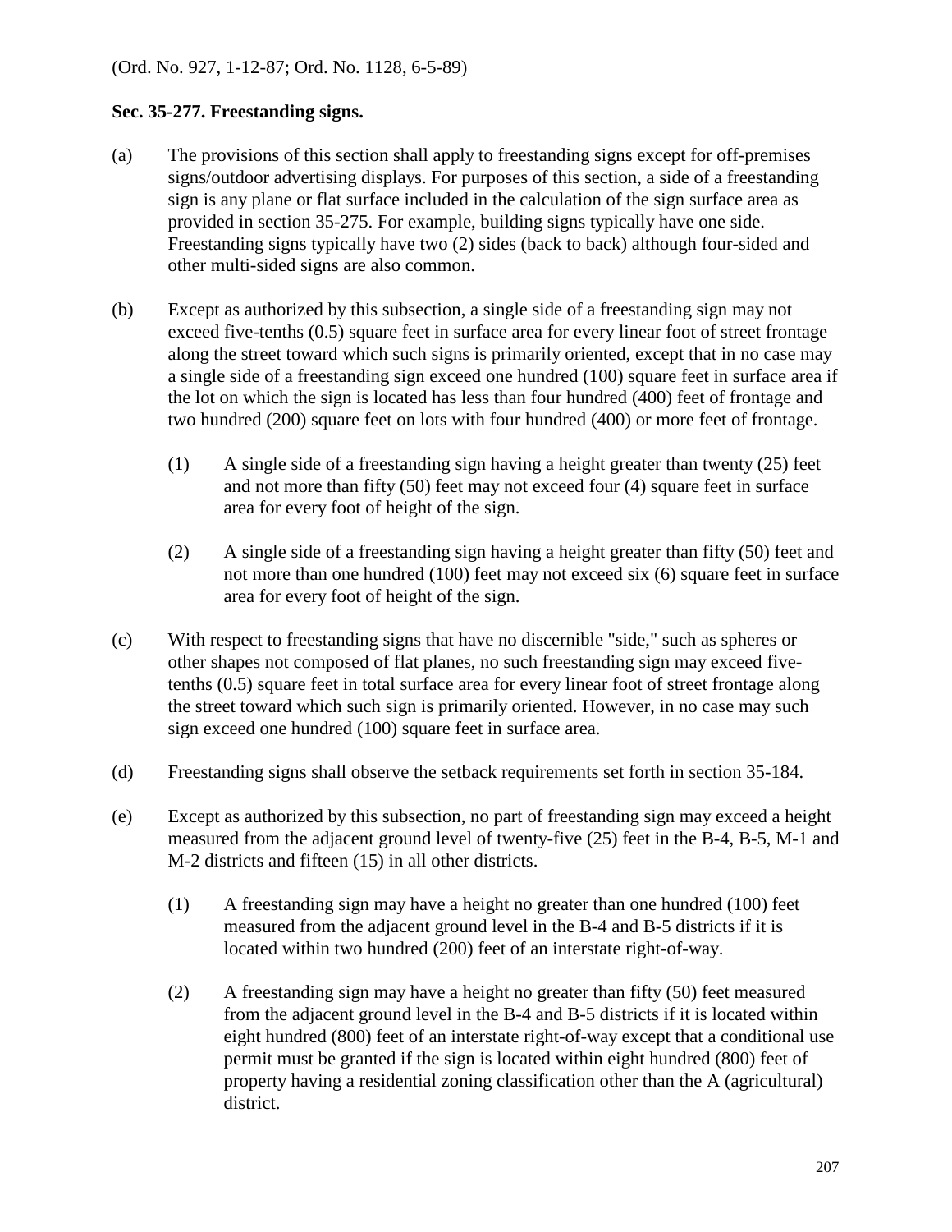(Ord. No. 927, 1-12-87; Ord. No. 1128, 6-5-89)

**Sec. 35-277. Freestanding signs.**

(a) The provisions of this section shall apply to freestanding signs except for off-premises signs/outdoor advertising displays. For purposes of this section, a side of a freestanding sign is any plane or flat surface included in the calculation of the sign surface area as provided in section 35-275. For example, building signs typically have one side. Freestanding signs typically have two (2) sides (back to back) although four-sided and other multi-sided signs are also common.

(b) Except as authorized by this subsection, a single side of a freestanding sign may not exceed five-tenths (0.5) square feet in surface area for every linear foot of street frontage along the street toward which such signs is primarily oriented, except that in no case may a single side of a freestanding sign exceed one hundred (100) square feet in surface area if the lot on which the sign is located has less than four hundred (400) feet of frontage and two hundred (200) square feet on lots with four hundred (400) or more feet of frontage.

   (1) A single side of a freestanding sign having a height greater than twenty (25) feet and not more than fifty (50) feet may not exceed four (4) square feet in surface area for every foot of height of the sign.

   (2) A single side of a freestanding sign having a height greater than fifty (50) feet and not more than one hundred (100) feet may not exceed six (6) square feet in surface area for every foot of height of the sign.

(c) With respect to freestanding signs that have no discernible "side," such as spheres or other shapes not composed of flat planes, no such freestanding sign may exceed five-tenths (0.5) square feet in total surface area for every linear foot of street frontage along the street toward which such sign is primarily oriented. However, in no case may such sign exceed one hundred (100) square feet in surface area.

(d) Freestanding signs shall observe the setback requirements set forth in section 35-184.

(e) Except as authorized by this subsection, no part of freestanding sign may exceed a height measured from the adjacent ground level of twenty-five (25) feet in the B-4, B-5, M-1 and M-2 districts and fifteen (15) in all other districts.

   (1) A freestanding sign may have a height no greater than one hundred (100) feet measured from the adjacent ground level in the B-4 and B-5 districts if it is located within two hundred (200) feet of an interstate right-of-way.

   (2) A freestanding sign may have a height no greater than fifty (50) feet measured from the adjacent ground level in the B-4 and B-5 districts if it is located within eight hundred (800) feet of an interstate right-of-way except that a conditional use permit must be granted if the sign is located within eight hundred (800) feet of property having a residential zoning classification other than the A (agricultural) district.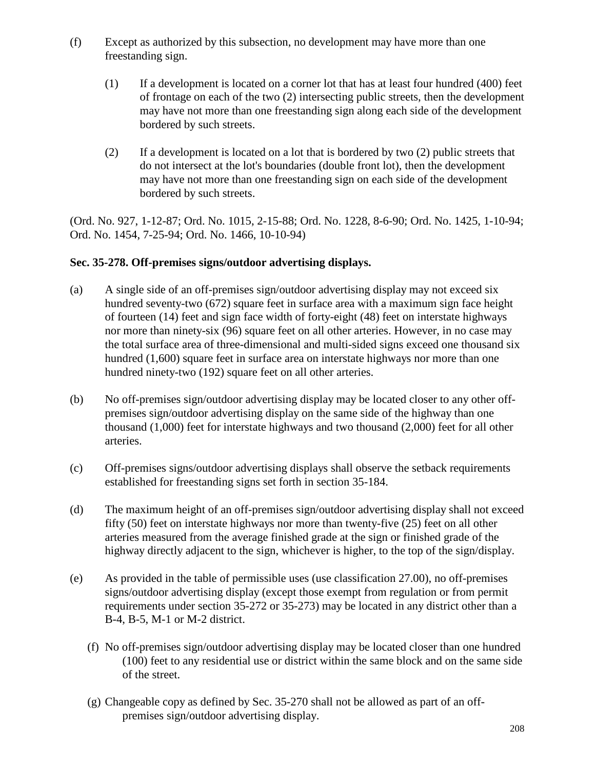(f) Except as authorized by this subsection, no development may have more than one freestanding sign.

(1) If a development is located on a corner lot that has at least four hundred (400) feet of frontage on each of the two (2) intersecting public streets, then the development may have not more than one freestanding sign along each side of the development bordered by such streets.

(2) If a development is located on a lot that is bordered by two (2) public streets that do not intersect at the lot's boundaries (double front lot), then the development may have not more than one freestanding sign on each side of the development bordered by such streets.

(Ord. No. 927, 1-12-87; Ord. No. 1015, 2-15-88; Ord. No. 1228, 8-6-90; Ord. No. 1425, 1-10-94; Ord. No. 1454, 7-25-94; Ord. No. 1466, 10-10-94)

**Sec. 35-278. Off-premises signs/outdoor advertising displays.**

(a) A single side of an off-premises sign/outdoor advertising display may not exceed six hundred seventy-two (672) square feet in surface area with a maximum sign face height of fourteen (14) feet and sign face width of forty-eight (48) feet on interstate highways nor more than ninety-six (96) square feet on all other arteries. However, in no case may the total surface area of three-dimensional and multi-sided signs exceed one thousand six hundred (1,600) square feet in surface area on interstate highways nor more than one hundred ninety-two (192) square feet on all other arteries.

(b) No off-premises sign/outdoor advertising display may be located closer to any other off-premises sign/outdoor advertising display on the same side of the highway than one thousand (1,000) feet for interstate highways and two thousand (2,000) feet for all other arteries.

(c) Off-premises signs/outdoor advertising displays shall observe the setback requirements established for freestanding signs set forth in section 35-184.

(d) The maximum height of an off-premises sign/outdoor advertising display shall not exceed fifty (50) feet on interstate highways nor more than twenty-five (25) feet on all other arteries measured from the average finished grade at the sign or finished grade of the highway directly adjacent to the sign, whichever is higher, to the top of the sign/display.

(e) As provided in the table of permissible uses (use classification 27.00), no off-premises signs/outdoor advertising display (except those exempt from regulation or from permit requirements under section 35-272 or 35-273) may be located in any district other than a B-4, B-5, M-1 or M-2 district.

(f) No off-premises sign/outdoor advertising display may be located closer than one hundred (100) feet to any residential use or district within the same block and on the same side of the street.

(g) Changeable copy as defined by Sec. 35-270 shall not be allowed as part of an off-premises sign/outdoor advertising display.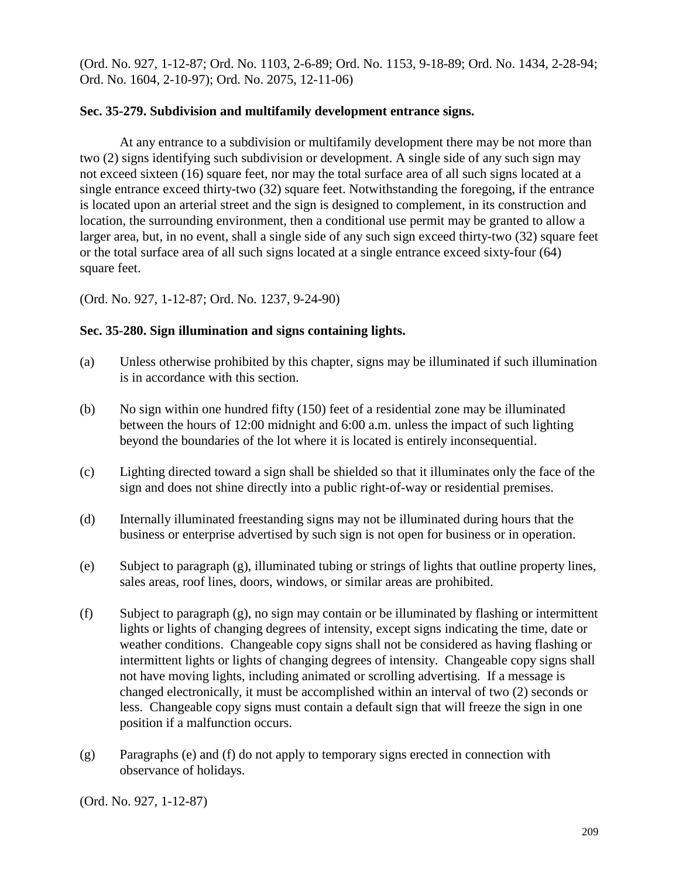(Ord. No. 927, 1-12-87; Ord. No. 1103, 2-6-89; Ord. No. 1153, 9-18-89; Ord. No. 1434, 2-28-94; Ord. No. 1604, 2-10-97); Ord. No. 2075, 12-11-06)

**Sec. 35-279. Subdivision and multifamily development entrance signs.**

At any entrance to a subdivision or multifamily development there may be not more than two (2) signs identifying such subdivision or development. A single side of any such sign may not exceed sixteen (16) square feet, nor may the total surface area of all such signs located at a single entrance exceed thirty-two (32) square feet. Notwithstanding the foregoing, if the entrance is located upon an arterial street and the sign is designed to complement, in its construction and location, the surrounding environment, then a conditional use permit may be granted to allow a larger area, but, in no event, shall a single side of any such sign exceed thirty-two (32) square feet or the total surface area of all such signs located at a single entrance exceed sixty-four (64) square feet.

(Ord. No. 927, 1-12-87; Ord. No. 1237, 9-24-90)

**Sec. 35-280. Sign illumination and signs containing lights.**

(a) Unless otherwise prohibited by this chapter, signs may be illuminated if such illumination is in accordance with this section.

(b) No sign within one hundred fifty (150) feet of a residential zone may be illuminated between the hours of 12:00 midnight and 6:00 a.m. unless the impact of such lighting beyond the boundaries of the lot where it is located is entirely inconsequential.

(c) Lighting directed toward a sign shall be shielded so that it illuminates only the face of the sign and does not shine directly into a public right-of-way or residential premises.

(d) Internally illuminated freestanding signs may not be illuminated during hours that the business or enterprise advertised by such sign is not open for business or in operation.

(e) Subject to paragraph (g), illuminated tubing or strings of lights that outline property lines, sales areas, roof lines, doors, windows, or similar areas are prohibited.

(f) Subject to paragraph (g), no sign may contain or be illuminated by flashing or intermittent lights or lights of changing degrees of intensity, except signs indicating the time, date or weather conditions. Changeable copy signs shall not be considered as having flashing or intermittent lights or lights of changing degrees of intensity. Changeable copy signs shall not have moving lights, including animated or scrolling advertising. If a message is changed electronically, it must be accomplished within an interval of two (2) seconds or less. Changeable copy signs must contain a default sign that will freeze the sign in one position if a malfunction occurs.

(g) Paragraphs (e) and (f) do not apply to temporary signs erected in connection with observance of holidays.

(Ord. No. 927, 1-12-87)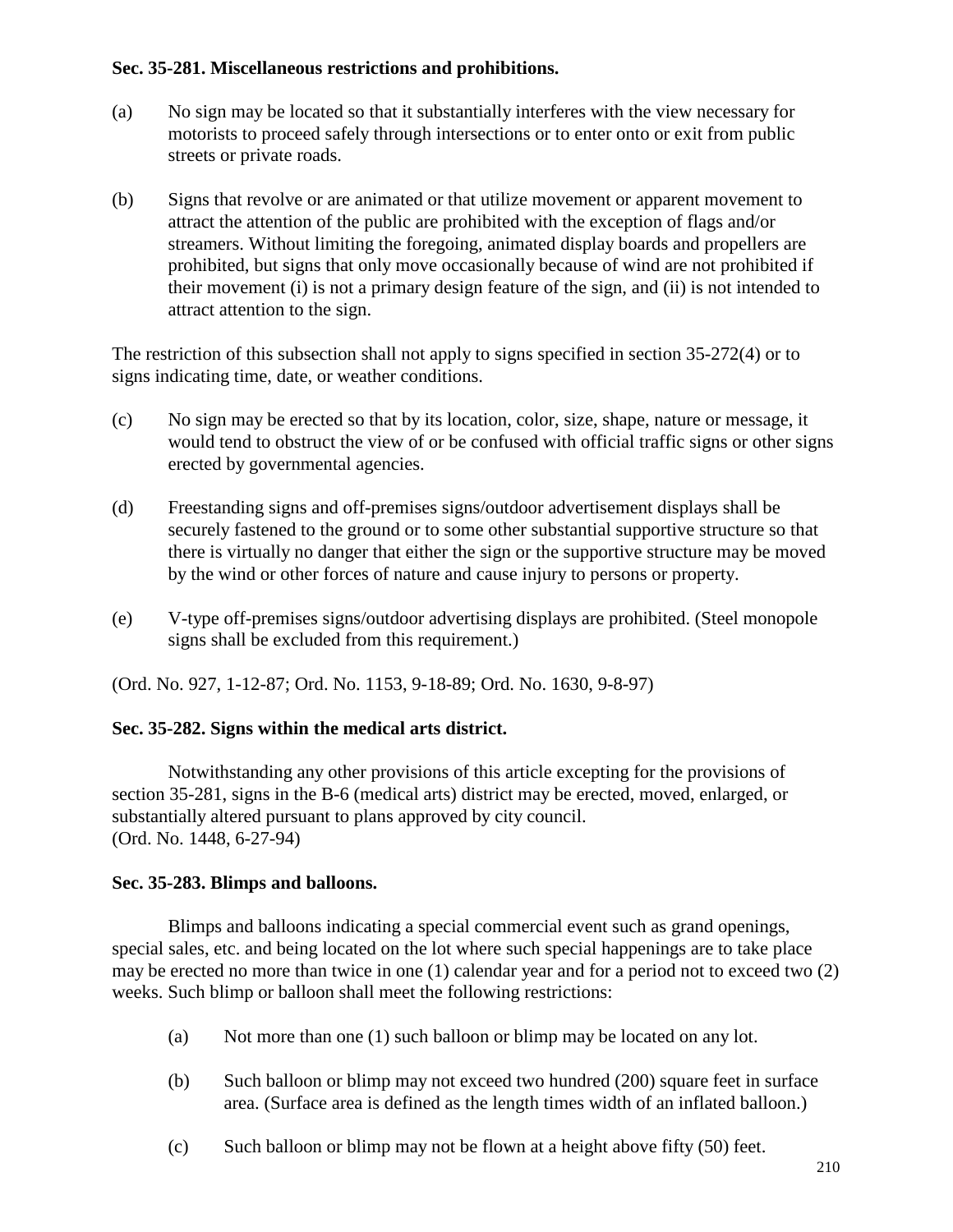**Sec. 35-281. Miscellaneous restrictions and prohibitions.**

(a) No sign may be located so that it substantially interferes with the view necessary for motorists to proceed safely through intersections or to enter onto or exit from public streets or private roads.

(b) Signs that revolve or are animated or that utilize movement or apparent movement to attract the attention of the public are prohibited with the exception of flags and/or streamers. Without limiting the foregoing, animated display boards and propellers are prohibited, but signs that only move occasionally because of wind are not prohibited if their movement (i) is not a primary design feature of the sign, and (ii) is not intended to attract attention to the sign.

The restriction of this subsection shall not apply to signs specified in section 35-272(4) or to signs indicating time, date, or weather conditions.

(c) No sign may be erected so that by its location, color, size, shape, nature or message, it would tend to obstruct the view of or be confused with official traffic signs or other signs erected by governmental agencies.

(d) Freestanding signs and off-premises signs/outdoor advertisement displays shall be securely fastened to the ground or to some other substantial supportive structure so that there is virtually no danger that either the sign or the supportive structure may be moved by the wind or other forces of nature and cause injury to persons or property.

(e) V-type off-premises signs/outdoor advertising displays are prohibited. (Steel monopole signs shall be excluded from this requirement.)

(Ord. No. 927, 1-12-87; Ord. No. 1153, 9-18-89; Ord. No. 1630, 9-8-97)

**Sec. 35-282. Signs within the medical arts district.**

Notwithstanding any other provisions of this article excepting for the provisions of section 35-281, signs in the B-6 (medical arts) district may be erected, moved, enlarged, or substantially altered pursuant to plans approved by city council.
(Ord. No. 1448, 6-27-94)

**Sec. 35-283. Blimps and balloons.**

Blimps and balloons indicating a special commercial event such as grand openings, special sales, etc. and being located on the lot where such special happenings are to take place may be erected no more than twice in one (1) calendar year and for a period not to exceed two (2) weeks. Such blimp or balloon shall meet the following restrictions:

(a) Not more than one (1) such balloon or blimp may be located on any lot.

(b) Such balloon or blimp may not exceed two hundred (200) square feet in surface area. (Surface area is defined as the length times width of an inflated balloon.)

(c) Such balloon or blimp may not be flown at a height above fifty (50) feet.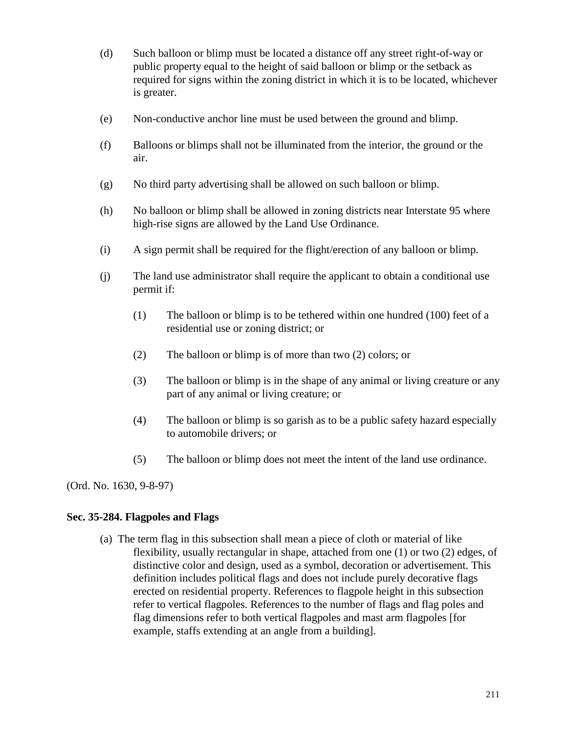(d) Such balloon or blimp must be located a distance off any street right-of-way or public property equal to the height of said balloon or blimp or the setback as required for signs within the zoning district in which it is to be located, whichever is greater.

(e) Non-conductive anchor line must be used between the ground and blimp.

(f) Balloons or blimps shall not be illuminated from the interior, the ground or the air.

(g) No third party advertising shall be allowed on such balloon or blimp.

(h) No balloon or blimp shall be allowed in zoning districts near Interstate 95 where high-rise signs are allowed by the Land Use Ordinance.

(i) A sign permit shall be required for the flight/erection of any balloon or blimp.

(j) The land use administrator shall require the applicant to obtain a conditional use permit if:

   (1) The balloon or blimp is to be tethered within one hundred (100) feet of a residential use or zoning district; or

   (2) The balloon or blimp is of more than two (2) colors; or

   (3) The balloon or blimp is in the shape of any animal or living creature or any part of any animal or living creature; or

   (4) The balloon or blimp is so garish as to be a public safety hazard especially to automobile drivers; or

   (5) The balloon or blimp does not meet the intent of the land use ordinance.

(Ord. No. 1630, 9-8-97)

**Sec. 35-284. Flagpoles and Flags**

(a) The term flag in this subsection shall mean a piece of cloth or material of like flexibility, usually rectangular in shape, attached from one (1) or two (2) edges, of distinctive color and design, used as a symbol, decoration or advertisement. This definition includes political flags and does not include purely decorative flags erected on residential property. References to flagpole height in this subsection refer to vertical flagpoles. References to the number of flags and flag poles and flag dimensions refer to both vertical flagpoles and mast arm flagpoles [for example, staffs extending at an angle from a building].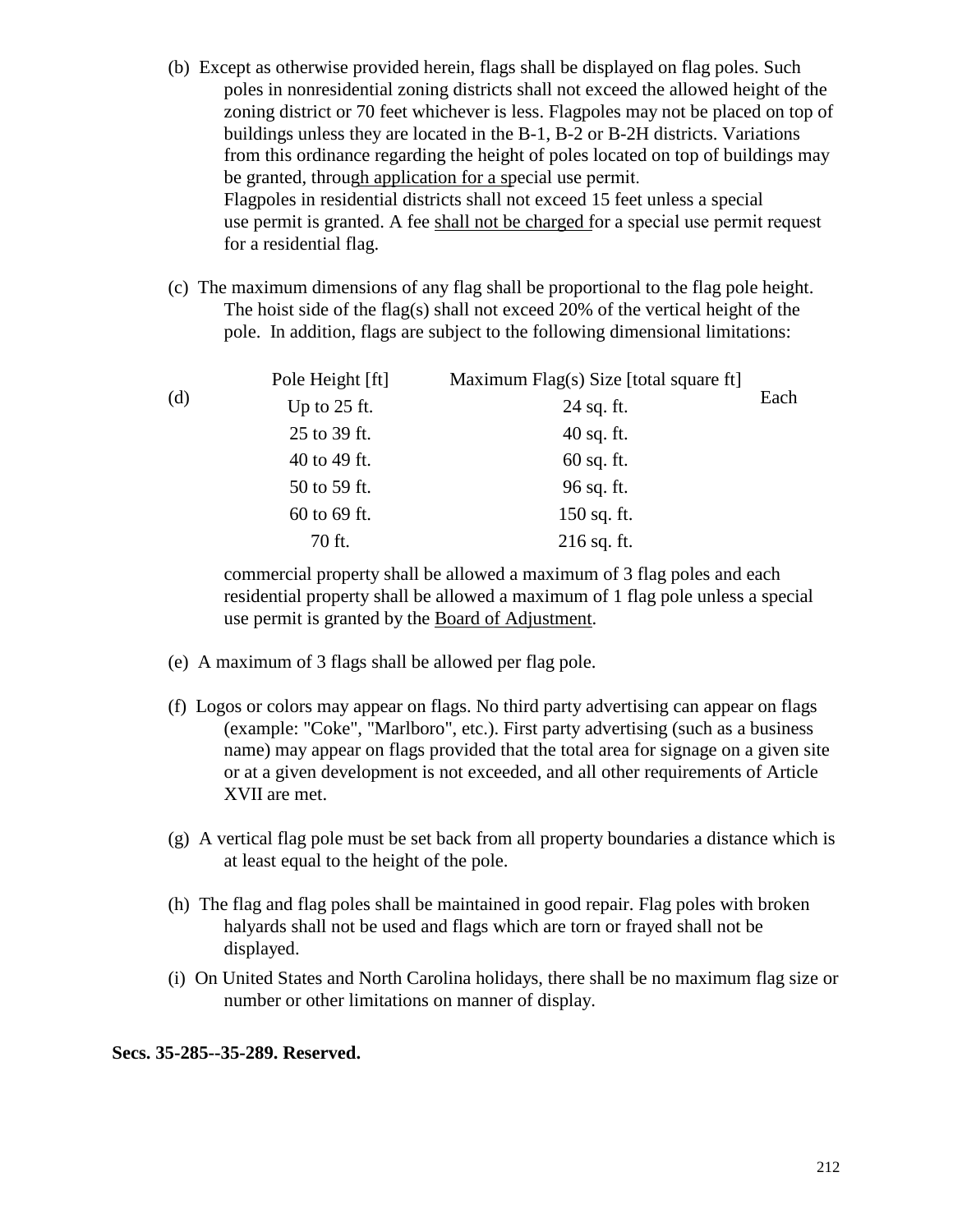(b) Except as otherwise provided herein, flags shall be displayed on flag poles. Such poles in nonresidential zoning districts shall not exceed the allowed height of the zoning district or 70 feet whichever is less. Flagpoles may not be placed on top of buildings unless they are located in the B-1, B-2 or B-2H districts. Variations from this ordinance regarding the height of poles located on top of buildings may be granted, through application for a special use permit. Flagpoles in residential districts shall not exceed 15 feet unless a special use permit is granted. A fee shall not be charged for a special use permit request for a residential flag.

(c) The maximum dimensions of any flag shall be proportional to the flag pole height. The hoist side of the flag(s) shall not exceed 20% of the vertical height of the pole. In addition, flags are subject to the following dimensional limitations:

| Pole Height [ft] | Maximum Flag(s) Size [total square ft] |
|---|---|
| Up to 25 ft. | 24 sq. ft. |
| 25 to 39 ft. | 40 sq. ft. |
| 40 to 49 ft. | 60 sq. ft. |
| 50 to 59 ft. | 96 sq. ft. |
| 60 to 69 ft. | 150 sq. ft. |
| 70 ft. | 216 sq. ft. |

(d) Each commercial property shall be allowed a maximum of 3 flag poles and each residential property shall be allowed a maximum of 1 flag pole unless a special use permit is granted by the Board of Adjustment.

(e) A maximum of 3 flags shall be allowed per flag pole.

(f) Logos or colors may appear on flags. No third party advertising can appear on flags (example: "Coke", "Marlboro", etc.). First party advertising (such as a business name) may appear on flags provided that the total area for signage on a given site or at a given development is not exceeded, and all other requirements of Article XVII are met.

(g) A vertical flag pole must be set back from all property boundaries a distance which is at least equal to the height of the pole.

(h) The flag and flag poles shall be maintained in good repair. Flag poles with broken halyards shall not be used and flags which are torn or frayed shall not be displayed.

(i) On United States and North Carolina holidays, there shall be no maximum flag size or number or other limitations on manner of display.

**Secs. 35-285--35-289. Reserved.**